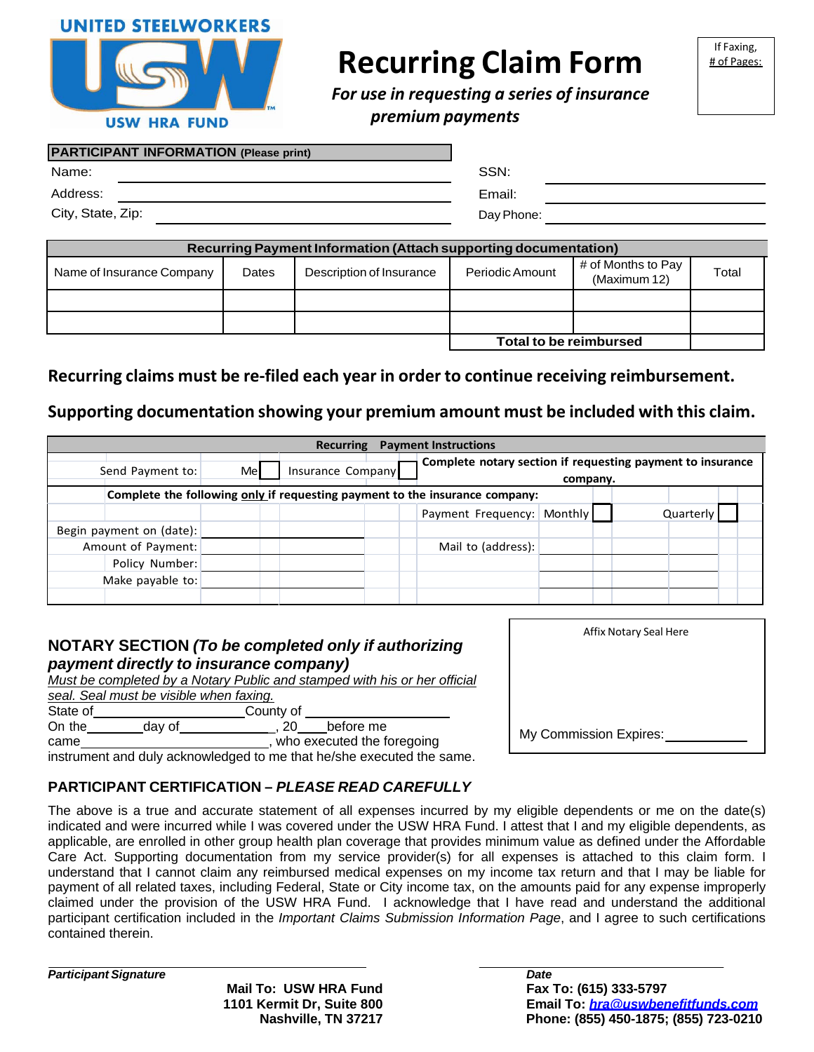UNITED STEELWORKERS

USW HRA FUND

# Recurring Claim Form

***For use in requesting a series of insurance premium payments***

If Faxing, # of Pages:

**PARTICIPANT INFORMATION (Please print)**

Name: ______________________ SSN: ______________________

Address: ______________________ Email: ______________________

City, State, Zip: ______________________ Day Phone: ______________________

| Recurring Payment Information (Attach supporting documentation) | | | | | |
|---|---|---|---|---|---|
| Name of Insurance Company | Dates | Description of Insurance | Periodic Amount | # of Months to Pay (Maximum 12) | Total |
| | | | | | |
| | | | | | |
| | | | **Total to be reimbursed** | | |

**Recurring claims must be re-filed each year in order to continue receiving reimbursement.**

**Supporting documentation showing your premium amount must be included with this claim.**

**Recurring Payment Instructions**

Send Payment to: Me ☐ Insurance Company ☐

**Complete notary section if requesting payment to insurance company.**

**Complete the following only if requesting payment to the insurance company:**

Payment Frequency: Monthly ☐ Quarterly ☐

Begin payment on (date): ______________________

Amount of Payment: ______________________

Policy Number: ______________________

Make payable to: ______________________

Mail to (address): ______________________

## NOTARY SECTION *(To be completed only if authorizing payment directly to insurance company)*

*Must be completed by a Notary Public and stamped with his or her official seal. Seal must be visible when faxing.*

State of ____________________ County of ____________________

On the ________ day of ______________, 20____ before me came ______________________________, who executed the foregoing instrument and duly acknowledged to me that he/she executed the same.

Affix Notary Seal Here

My Commission Expires: ______________

## PARTICIPANT CERTIFICATION – *PLEASE READ CAREFULLY*

The above is a true and accurate statement of all expenses incurred by my eligible dependents or me on the date(s) indicated and were incurred while I was covered under the USW HRA Fund. I attest that I and my eligible dependents, as applicable, are enrolled in other group health plan coverage that provides minimum value as defined under the Affordable Care Act. Supporting documentation from my service provider(s) for all expenses is attached to this claim form. I understand that I cannot claim any reimbursed medical expenses on my income tax return and that I may be liable for payment of all related taxes, including Federal, State or City income tax, on the amounts paid for any expense improperly claimed under the provision of the USW HRA Fund. I acknowledge that I have read and understand the additional participant certification included in the *Important Claims Submission Information Page*, and I agree to such certifications contained therein.

______________________________ ______________________________

***Participant Signature*** ***Date***

**Mail To: USW HRA Fund**
**1101 Kermit Dr, Suite 800**
**Nashville, TN 37217**

**Fax To: (615) 333-5797**
**Email To: *hra@uswbenefitfunds.com***
**Phone: (855) 450-1875; (855) 723-0210**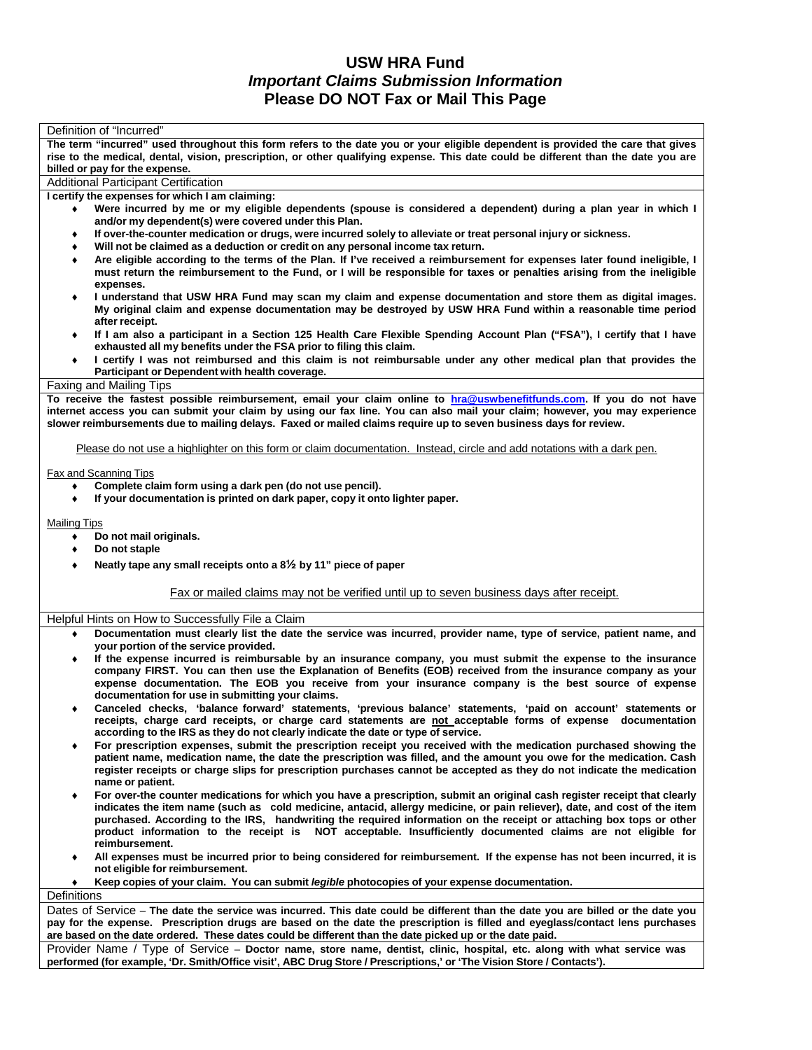# USW HRA Fund
## *Important Claims Submission Information*
## Please DO NOT Fax or Mail This Page

### Definition of "Incurred"

**The term "incurred" used throughout this form refers to the date you or your eligible dependent is provided the care that gives rise to the medical, dental, vision, prescription, or other qualifying expense. This date could be different than the date you are billed or pay for the expense.**

### Additional Participant Certification

**I certify the expenses for which I am claiming:**

- **Were incurred by me or my eligible dependents (spouse is considered a dependent) during a plan year in which I and/or my dependent(s) were covered under this Plan.**
- **If over-the-counter medication or drugs, were incurred solely to alleviate or treat personal injury or sickness.**
- **Will not be claimed as a deduction or credit on any personal income tax return.**
- **Are eligible according to the terms of the Plan. If I've received a reimbursement for expenses later found ineligible, I must return the reimbursement to the Fund, or I will be responsible for taxes or penalties arising from the ineligible expenses.**
- **I understand that USW HRA Fund may scan my claim and expense documentation and store them as digital images. My original claim and expense documentation may be destroyed by USW HRA Fund within a reasonable time period after receipt.**
- **If I am also a participant in a Section 125 Health Care Flexible Spending Account Plan ("FSA"), I certify that I have exhausted all my benefits under the FSA prior to filing this claim.**
- **I certify I was not reimbursed and this claim is not reimbursable under any other medical plan that provides the Participant or Dependent with health coverage.**

### Faxing and Mailing Tips

**To receive the fastest possible reimbursement, email your claim online to hra@uswbenefitfunds.com. If you do not have internet access you can submit your claim by using our fax line. You can also mail your claim; however, you may experience slower reimbursements due to mailing delays. Faxed or mailed claims require up to seven business days for review.**

Please do not use a highlighter on this form or claim documentation. Instead, circle and add notations with a dark pen.

Fax and Scanning Tips

- **Complete claim form using a dark pen (do not use pencil).**
- **If your documentation is printed on dark paper, copy it onto lighter paper.**

Mailing Tips

- **Do not mail originals.**
- **Do not staple**
- **Neatly tape any small receipts onto a 8½ by 11" piece of paper**

Fax or mailed claims may not be verified until up to seven business days after receipt.

### Helpful Hints on How to Successfully File a Claim

- **Documentation must clearly list the date the service was incurred, provider name, type of service, patient name, and your portion of the service provided.**
- **If the expense incurred is reimbursable by an insurance company, you must submit the expense to the insurance company FIRST. You can then use the Explanation of Benefits (EOB) received from the insurance company as your expense documentation. The EOB you receive from your insurance company is the best source of expense documentation for use in submitting your claims.**
- **Canceled checks, 'balance forward' statements, 'previous balance' statements, 'paid on account' statements or receipts, charge card receipts, or charge card statements are not acceptable forms of expense documentation according to the IRS as they do not clearly indicate the date or type of service.**
- **For prescription expenses, submit the prescription receipt you received with the medication purchased showing the patient name, medication name, the date the prescription was filled, and the amount you owe for the medication. Cash register receipts or charge slips for prescription purchases cannot be accepted as they do not indicate the medication name or patient.**
- **For over-the counter medications for which you have a prescription, submit an original cash register receipt that clearly indicates the item name (such as cold medicine, antacid, allergy medicine, or pain reliever), date, and cost of the item purchased. According to the IRS, handwriting the required information on the receipt or attaching box tops or other product information to the receipt is NOT acceptable. Insufficiently documented claims are not eligible for reimbursement.**
- **All expenses must be incurred prior to being considered for reimbursement. If the expense has not been incurred, it is not eligible for reimbursement.**
- **Keep copies of your claim. You can submit *legible* photocopies of your expense documentation.**

### Definitions

Dates of Service – **The date the service was incurred. This date could be different than the date you are billed or the date you pay for the expense. Prescription drugs are based on the date the prescription is filled and eyeglass/contact lens purchases are based on the date ordered. These dates could be different than the date picked up or the date paid.**

Provider Name / Type of Service – **Doctor name, store name, dentist, clinic, hospital, etc. along with what service was performed (for example, 'Dr. Smith/Office visit', ABC Drug Store / Prescriptions,' or 'The Vision Store / Contacts').**